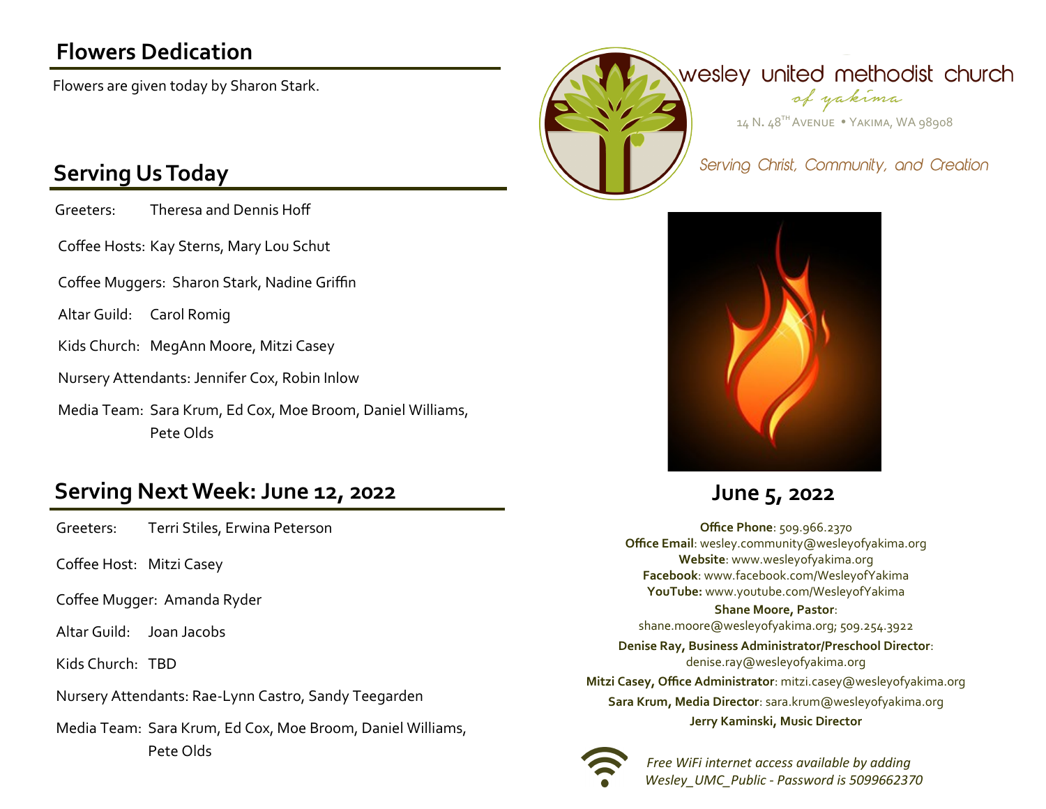## Flowers Dedication

Flowers are given today by Sharon Stark.

## Serving Us Today

Greeters: Theresa and Dennis Hoff

Coffee Hosts: Kay Sterns, Mary Lou Schut

Coffee Muggers: Sharon Stark, Nadine Griffin

Altar Guild: Carol Romig

Kids Church: MegAnn Moore, Mitzi Casey

Nursery Attendants: Jennifer Cox, Robin Inlow

Media Team: Sara Krum, Ed Cox, Moe Broom, Daniel Williams, Pete Olds

## Serving Next Week: June 12, 2022

Greeters: Terri Stiles, Erwina Peterson

Coffee Host: Mitzi Casey

Coffee Mugger: Amanda Ryder

Altar Guild: Joan Jacobs

Kids Church: TBD

Nursery Attendants: Rae-Lynn Castro, Sandy Teegarden

Media Team: Sara Krum, Ed Cox, Moe Broom, Daniel Williams, Pete Olds

# wesley united methodist church

*of yakima*

14 N. 48TH AVENUE • YAKIMA, WA 98908

*Serving Christ, Community, and Creation*

## June 5, 2022

**Office Phone**: 509.966.2370
**Office Email**: wesley.community@wesleyofyakima.org
**Website**: www.wesleyofyakima.org
**Facebook**: www.facebook.com/WesleyofYakima
**YouTube:** www.youtube.com/WesleyofYakima

**Shane Moore, Pastor**: shane.moore@wesleyofyakima.org; 509.254.3922

**Denise Ray, Business Administrator/Preschool Director**: denise.ray@wesleyofyakima.org

**Mitzi Casey, Office Administrator**: mitzi.casey@wesleyofyakima.org

**Sara Krum, Media Director**: sara.krum@wesleyofyakima.org

**Jerry Kaminski, Music Director**

*Free WiFi internet access available by adding Wesley_UMC_Public - Password is 5099662370*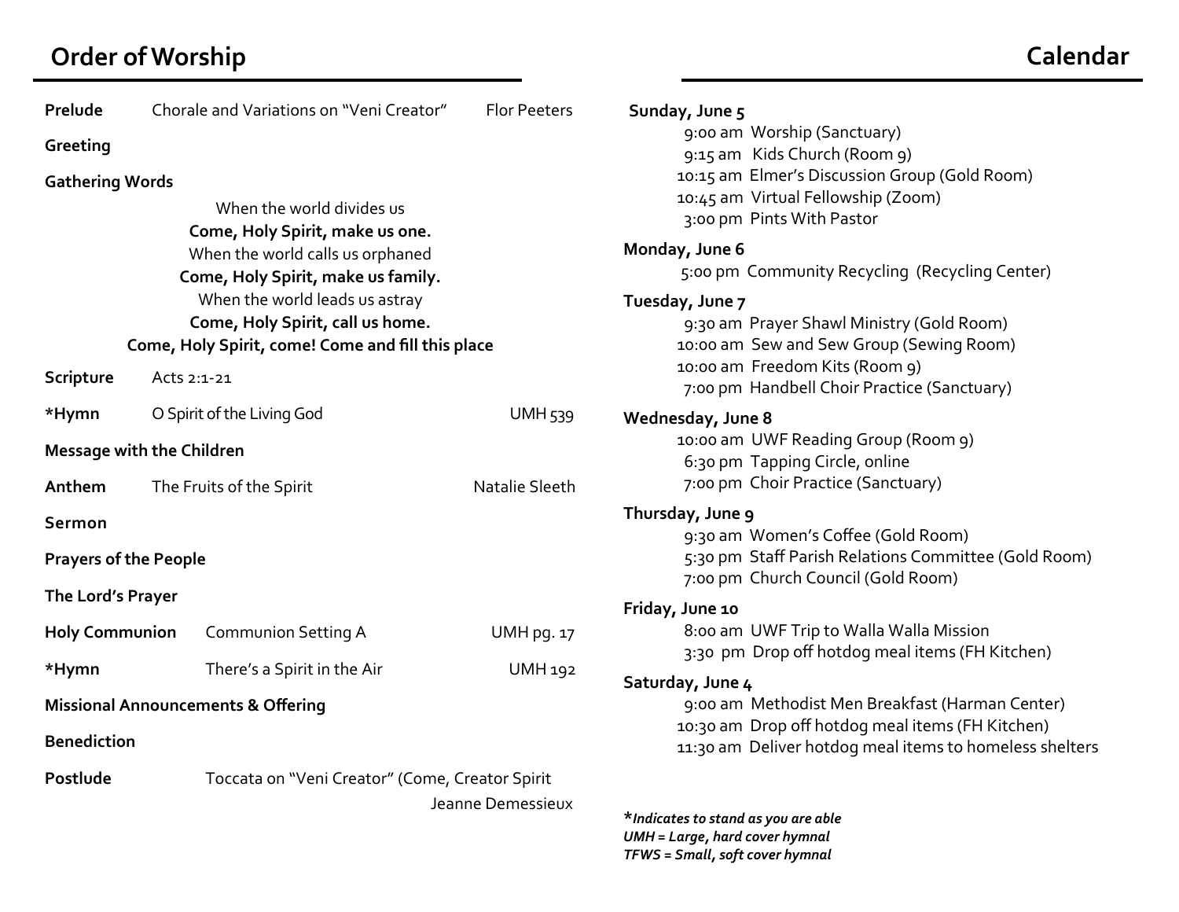## Order of Worship

**Prelude** Chorale and Variations on "Veni Creator" Flor Peeters

**Greeting**

**Gathering Words**

When the world divides us
**Come, Holy Spirit, make us one.**
When the world calls us orphaned
**Come, Holy Spirit, make us family.**
When the world leads us astray
**Come, Holy Spirit, call us home.**
**Come, Holy Spirit, come! Come and fill this place**

**Scripture** Acts 2:1-21

**\*Hymn** O Spirit of the Living God UMH 539

**Message with the Children**

**Anthem** The Fruits of the Spirit Natalie Sleeth

**Sermon**

**Prayers of the People**

**The Lord's Prayer**

**Holy Communion** Communion Setting A UMH pg. 17

**\*Hymn** There's a Spirit in the Air UMH 192

**Missional Announcements & Offering**

**Benediction**

**Postlude** Toccata on "Veni Creator" (Come, Creator Spirit
Jeanne Demessieux

## Calendar

**Sunday, June 5**
- 9:00 am Worship (Sanctuary)
- 9:15 am Kids Church (Room 9)
- 10:15 am Elmer's Discussion Group (Gold Room)
- 10:45 am Virtual Fellowship (Zoom)
- 3:00 pm Pints With Pastor

**Monday, June 6**
- 5:00 pm Community Recycling (Recycling Center)

**Tuesday, June 7**
- 9:30 am Prayer Shawl Ministry (Gold Room)
- 10:00 am Sew and Sew Group (Sewing Room)
- 10:00 am Freedom Kits (Room 9)
- 7:00 pm Handbell Choir Practice (Sanctuary)

**Wednesday, June 8**
- 10:00 am UWF Reading Group (Room 9)
- 6:30 pm Tapping Circle, online
- 7:00 pm Choir Practice (Sanctuary)

**Thursday, June 9**
- 9:30 am Women's Coffee (Gold Room)
- 5:30 pm Staff Parish Relations Committee (Gold Room)
- 7:00 pm Church Council (Gold Room)

**Friday, June 10**
- 8:00 am UWF Trip to Walla Walla Mission
- 3:30 pm Drop off hotdog meal items (FH Kitchen)

**Saturday, June 4**
- 9:00 am Methodist Men Breakfast (Harman Center)
- 10:30 am Drop off hotdog meal items (FH Kitchen)
- 11:30 am Deliver hotdog meal items to homeless shelters

***Indicates to stand as you are able***
***UMH = Large, hard cover hymnal***
***TFWS = Small, soft cover hymnal***